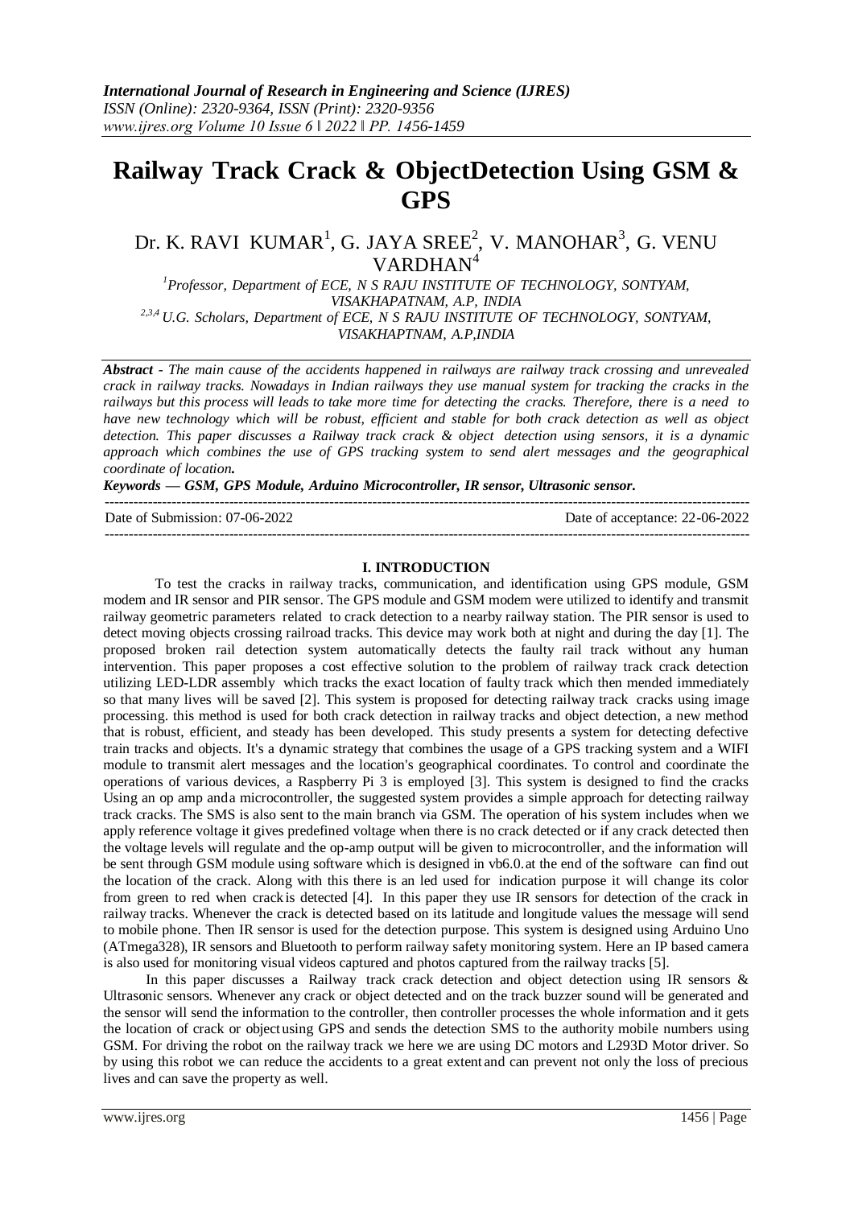# Railway Track Crack & ObjectDetection Using GSM & GPS

Dr. K. RAVI KUMAR[1], G. JAYA SREE[2], V. MANOHAR[3], G. VENU VARDHAN[4]

[1]*Professor, Department of ECE, N S RAJU INSTITUTE OF TECHNOLOGY, SONTYAM, VISAKHAPATNAM, A.P, INDIA*
[2,3,4]*U.G. Scholars, Department of ECE, N S RAJU INSTITUTE OF TECHNOLOGY, SONTYAM, VISAKHAPTNAM, A.P,INDIA*

***Abstract*** *- The main cause of the accidents happened in railways are railway track crossing and unrevealed crack in railway tracks. Nowadays in Indian railways they use manual system for tracking the cracks in the railways but this process will leads to take more time for detecting the cracks. Therefore, there is a need to have new technology which will be robust, efficient and stable for both crack detection as well as object detection. This paper discusses a Railway track crack & object detection using sensors, it is a dynamic approach which combines the use of GPS tracking system to send alert messages and the geographical coordinate of location.*

***Keywords — GSM, GPS Module, Arduino Microcontroller, IR sensor, Ultrasonic sensor.***

---

Date of Submission: 07-06-2022 Date of acceptance: 22-06-2022

---

## I. INTRODUCTION

To test the cracks in railway tracks, communication, and identification using GPS module, GSM modem and IR sensor and PIR sensor. The GPS module and GSM modem were utilized to identify and transmit railway geometric parameters related to crack detection to a nearby railway station. The PIR sensor is used to detect moving objects crossing railroad tracks. This device may work both at night and during the day [1]. The proposed broken rail detection system automatically detects the faulty rail track without any human intervention. This paper proposes a cost effective solution to the problem of railway track crack detection utilizing LED-LDR assembly which tracks the exact location of faulty track which then mended immediately so that many lives will be saved [2]. This system is proposed for detecting railway track cracks using image processing. this method is used for both crack detection in railway tracks and object detection, a new method that is robust, efficient, and steady has been developed. This study presents a system for detecting defective train tracks and objects. It's a dynamic strategy that combines the usage of a GPS tracking system and a WIFI module to transmit alert messages and the location's geographical coordinates. To control and coordinate the operations of various devices, a Raspberry Pi 3 is employed [3]. This system is designed to find the cracks Using an op amp anda microcontroller, the suggested system provides a simple approach for detecting railway track cracks. The SMS is also sent to the main branch via GSM. The operation of his system includes when we apply reference voltage it gives predefined voltage when there is no crack detected or if any crack detected then the voltage levels will regulate and the op-amp output will be given to microcontroller, and the information will be sent through GSM module using software which is designed in vb6.0.at the end of the software can find out the location of the crack. Along with this there is an led used for indication purpose it will change its color from green to red when crackis detected [4]. In this paper they use IR sensors for detection of the crack in railway tracks. Whenever the crack is detected based on its latitude and longitude values the message will send to mobile phone. Then IR sensor is used for the detection purpose. This system is designed using Arduino Uno (ATmega328), IR sensors and Bluetooth to perform railway safety monitoring system. Here an IP based camera is also used for monitoring visual videos captured and photos captured from the railway tracks [5].

In this paper discusses a Railway track crack detection and object detection using IR sensors & Ultrasonic sensors. Whenever any crack or object detected and on the track buzzer sound will be generated and the sensor will send the information to the controller, then controller processes the whole information and it gets the location of crack or objectusing GPS and sends the detection SMS to the authority mobile numbers using GSM. For driving the robot on the railway track we here we are using DC motors and L293D Motor driver. So by using this robot we can reduce the accidents to a great extent and can prevent not only the loss of precious lives and can save the property as well.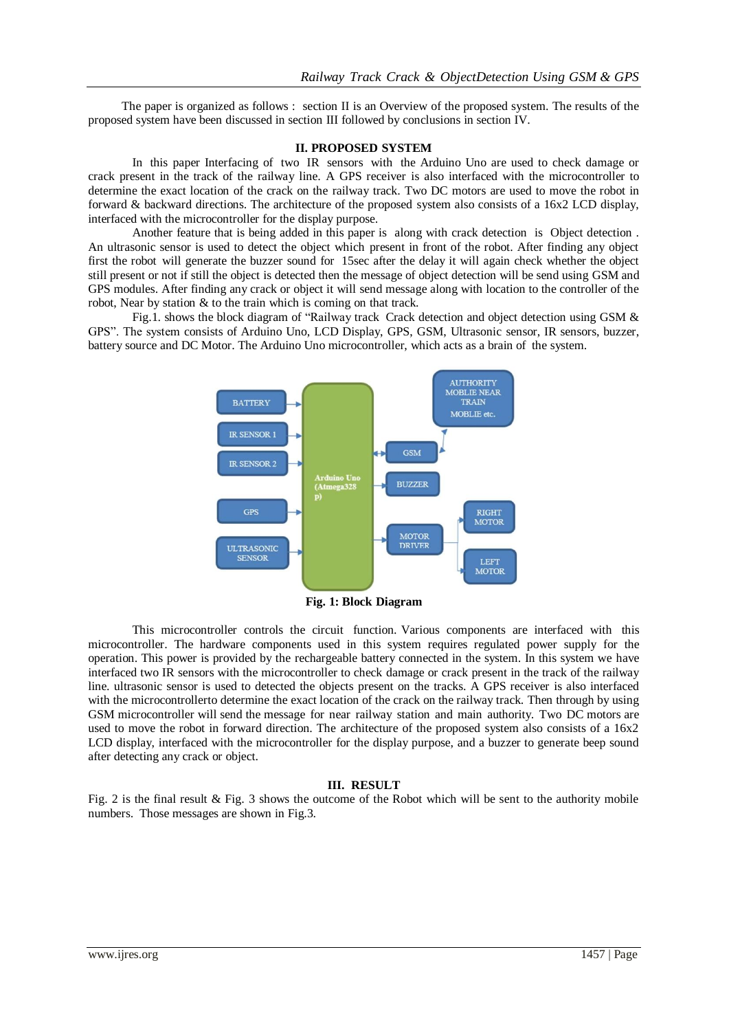The paper is organized as follows : section II is an Overview of the proposed system. The results of the proposed system have been discussed in section III followed by conclusions in section IV.

## II. PROPOSED SYSTEM

In this paper Interfacing of two IR sensors with the Arduino Uno are used to check damage or crack present in the track of the railway line. A GPS receiver is also interfaced with the microcontroller to determine the exact location of the crack on the railway track. Two DC motors are used to move the robot in forward & backward directions. The architecture of the proposed system also consists of a 16x2 LCD display, interfaced with the microcontroller for the display purpose.

Another feature that is being added in this paper is along with crack detection is Object detection . An ultrasonic sensor is used to detect the object which present in front of the robot. After finding any object first the robot will generate the buzzer sound for 15sec after the delay it will again check whether the object still present or not if still the object is detected then the message of object detection will be send using GSM and GPS modules. After finding any crack or object it will send message along with location to the controller of the robot, Near by station & to the train which is coming on that track.

Fig.1. shows the block diagram of "Railway track Crack detection and object detection using GSM & GPS". The system consists of Arduino Uno, LCD Display, GPS, GSM, Ultrasonic sensor, IR sensors, buzzer, battery source and DC Motor. The Arduino Uno microcontroller, which acts as a brain of the system.

**Fig. 1: Block Diagram**

This microcontroller controls the circuit function. Various components are interfaced with this microcontroller. The hardware components used in this system requires regulated power supply for the operation. This power is provided by the rechargeable battery connected in the system. In this system we have interfaced two IR sensors with the microcontroller to check damage or crack present in the track of the railway line. ultrasonic sensor is used to detected the objects present on the tracks. A GPS receiver is also interfaced with the microcontrollerto determine the exact location of the crack on the railway track. Then through by using GSM microcontroller will send the message for near railway station and main authority. Two DC motors are used to move the robot in forward direction. The architecture of the proposed system also consists of a 16x2 LCD display, interfaced with the microcontroller for the display purpose, and a buzzer to generate beep sound after detecting any crack or object.

## III. RESULT

Fig. 2 is the final result & Fig. 3 shows the outcome of the Robot which will be sent to the authority mobile numbers. Those messages are shown in Fig.3.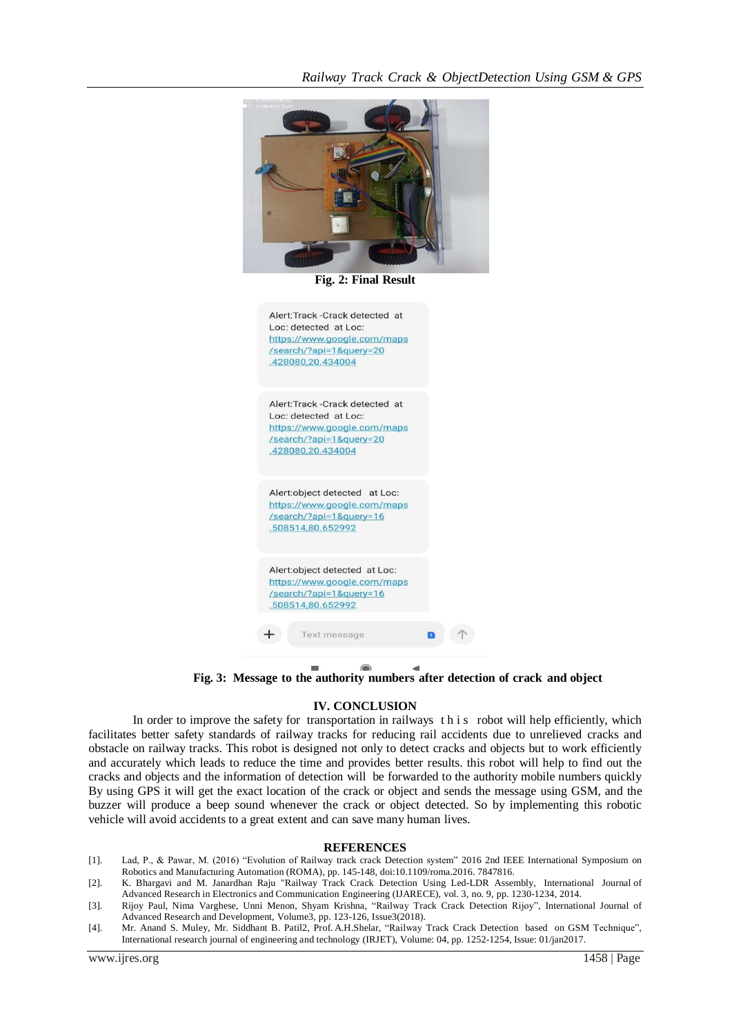Fig. 2: Final Result

Fig. 3: Message to the authority numbers after detection of crack and object

## IV. CONCLUSION

In order to improve the safety for transportation in railways this robot will help efficiently, which facilitates better safety standards of railway tracks for reducing rail accidents due to unrelieved cracks and obstacle on railway tracks. This robot is designed not only to detect cracks and objects but to work efficiently and accurately which leads to reduce the time and provides better results. this robot will help to find out the cracks and objects and the information of detection will be forwarded to the authority mobile numbers quickly By using GPS it will get the exact location of the crack or object and sends the message using GSM, and the buzzer will produce a beep sound whenever the crack or object detected. So by implementing this robotic vehicle will avoid accidents to a great extent and can save many human lives.

## REFERENCES

[1]. Lad, P., & Pawar, M. (2016) "Evolution of Railway track crack Detection system" 2016 2nd IEEE International Symposium on Robotics and Manufacturing Automation (ROMA), pp. 145-148, doi:10.1109/roma.2016. 7847816.

[2]. K. Bhargavi and M. Janardhan Raju "Railway Track Crack Detection Using Led-LDR Assembly, International Journal of Advanced Research in Electronics and Communication Engineering (IJARECE), vol. 3, no. 9, pp. 1230-1234, 2014.

[3]. Rijoy Paul, Nima Varghese, Unni Menon, Shyam Krishna, "Railway Track Crack Detection Rijoy", International Journal of Advanced Research and Development, Volume3, pp. 123-126, Issue3(2018).

[4]. Mr. Anand S. Muley, Mr. Siddhant B. Patil2, Prof. A.H.Shelar, "Railway Track Crack Detection based on GSM Technique", International research journal of engineering and technology (IRJET), Volume: 04, pp. 1252-1254, Issue: 01/jan2017.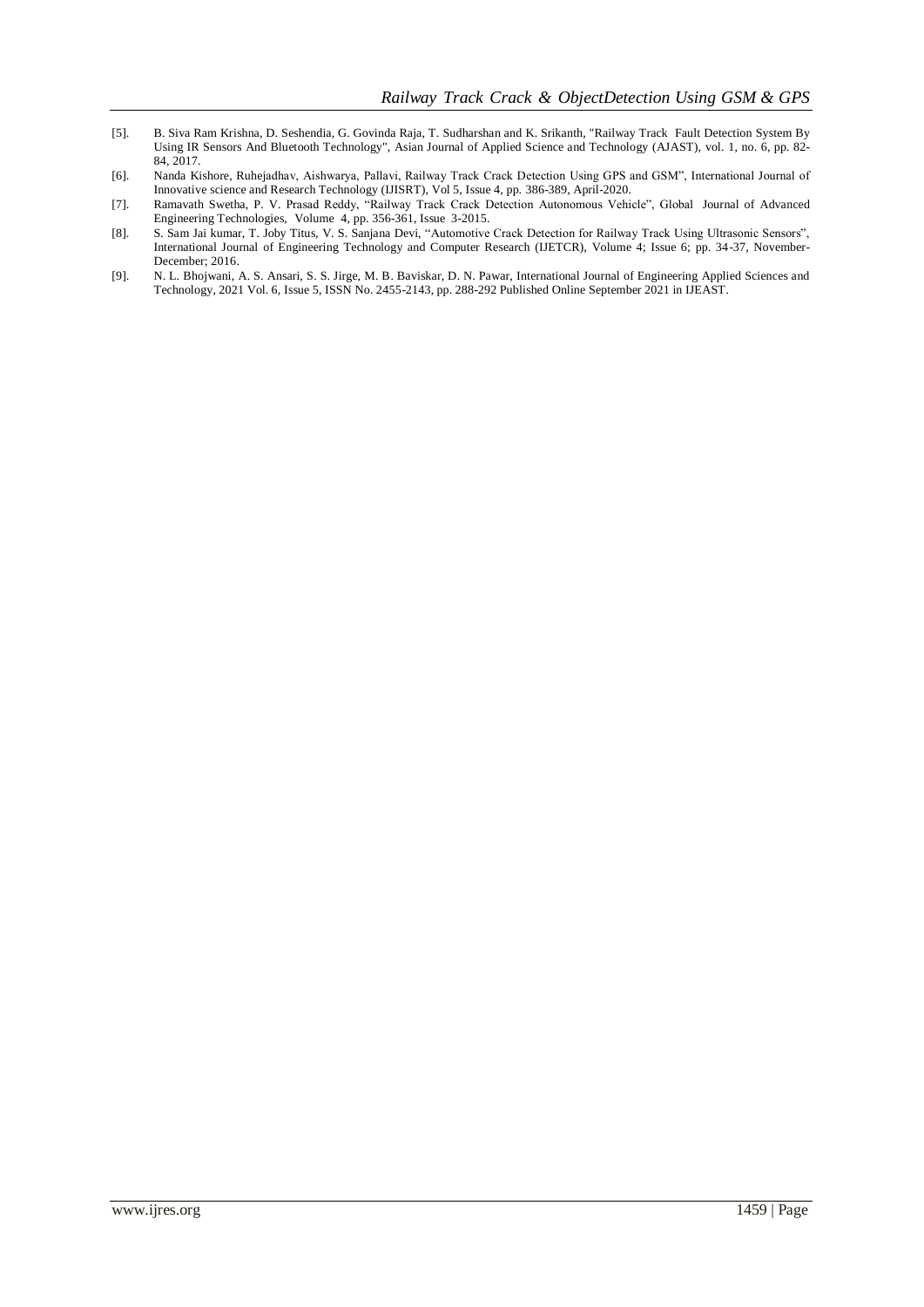[5]. B. Siva Ram Krishna, D. Seshendia, G. Govinda Raja, T. Sudharshan and K. Srikanth, "Railway Track Fault Detection System By Using IR Sensors And Bluetooth Technology", Asian Journal of Applied Science and Technology (AJAST), vol. 1, no. 6, pp. 82-84, 2017.

[6]. Nanda Kishore, Ruhejadhav, Aishwarya, Pallavi, Railway Track Crack Detection Using GPS and GSM", International Journal of Innovative science and Research Technology (IJISRT), Vol 5, Issue 4, pp. 386-389, April-2020.

[7]. Ramavath Swetha, P. V. Prasad Reddy, "Railway Track Crack Detection Autonomous Vehicle", Global Journal of Advanced Engineering Technologies, Volume 4, pp. 356-361, Issue 3-2015.

[8]. S. Sam Jai kumar, T. Joby Titus, V. S. Sanjana Devi, "Automotive Crack Detection for Railway Track Using Ultrasonic Sensors", International Journal of Engineering Technology and Computer Research (IJETCR), Volume 4; Issue 6; pp. 34-37, November-December; 2016.

[9]. N. L. Bhojwani, A. S. Ansari, S. S. Jirge, M. B. Baviskar, D. N. Pawar, International Journal of Engineering Applied Sciences and Technology, 2021 Vol. 6, Issue 5, ISSN No. 2455-2143, pp. 288-292 Published Online September 2021 in IJEAST.